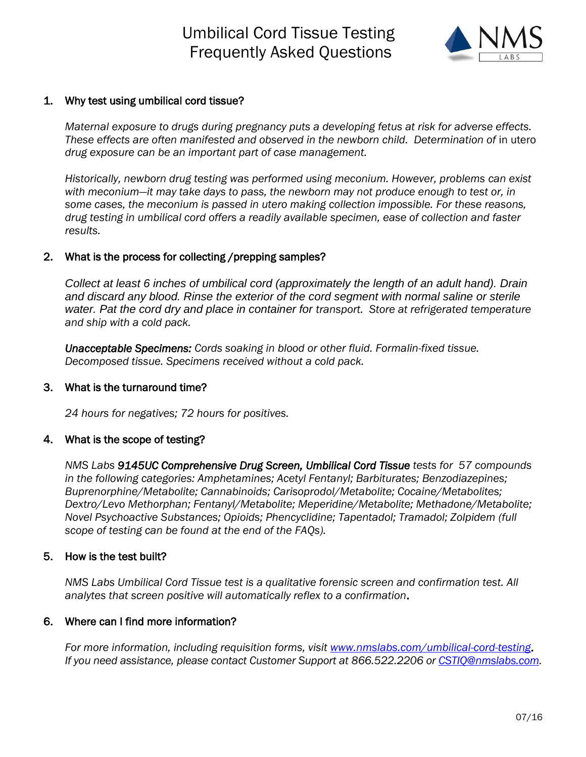# Umbilical Cord Tissue Testing
# Frequently Asked Questions

NMS LABS

1. **Why test using umbilical cord tissue?**

   *Maternal exposure to drugs during pregnancy puts a developing fetus at risk for adverse effects. These effects are often manifested and observed in the newborn child. Determination of* in utero *drug exposure can be an important part of case management.*

   *Historically, newborn drug testing was performed using meconium. However, problems can exist with meconium—it may take days to pass, the newborn may not produce enough to test or, in some cases, the meconium is passed in utero making collection impossible. For these reasons, drug testing in umbilical cord offers a readily available specimen, ease of collection and faster results.*

2. **What is the process for collecting /prepping samples?**

   *Collect at least 6 inches of umbilical cord (approximately the length of an adult hand). Drain and discard any blood. Rinse the exterior of the cord segment with normal saline or sterile water. Pat the cord dry and place in container for transport. Store at refrigerated temperature and ship with a cold pack.*

   ***Unacceptable Specimens:*** *Cords soaking in blood or other fluid. Formalin-fixed tissue. Decomposed tissue. Specimens received without a cold pack.*

3. **What is the turnaround time?**

   *24 hours for negatives; 72 hours for positives.*

4. **What is the scope of testing?**

   *NMS Labs* ***9145UC Comprehensive Drug Screen, Umbilical Cord Tissue*** *tests for 57 compounds in the following categories: Amphetamines; Acetyl Fentanyl; Barbiturates; Benzodiazepines; Buprenorphine/Metabolite; Cannabinoids; Carisoprodol/Metabolite; Cocaine/Metabolites; Dextro/Levo Methorphan; Fentanyl/Metabolite; Meperidine/Metabolite; Methadone/Metabolite; Novel Psychoactive Substances; Opioids; Phencyclidine; Tapentadol; Tramadol; Zolpidem (full scope of testing can be found at the end of the FAQs).*

5. **How is the test built?**

   *NMS Labs Umbilical Cord Tissue test is a qualitative forensic screen and confirmation test. All analytes that screen positive will automatically reflex to a confirmation.*

6. **Where can I find more information?**

   *For more information, including requisition forms, visit [www.nmslabs.com/umbilical-cord-testing](http://www.nmslabs.com/umbilical-cord-testing). If you need assistance, please contact Customer Support at 866.522.2206 or [CSTIQ@nmslabs.com](mailto:CSTIQ@nmslabs.com).*

07/16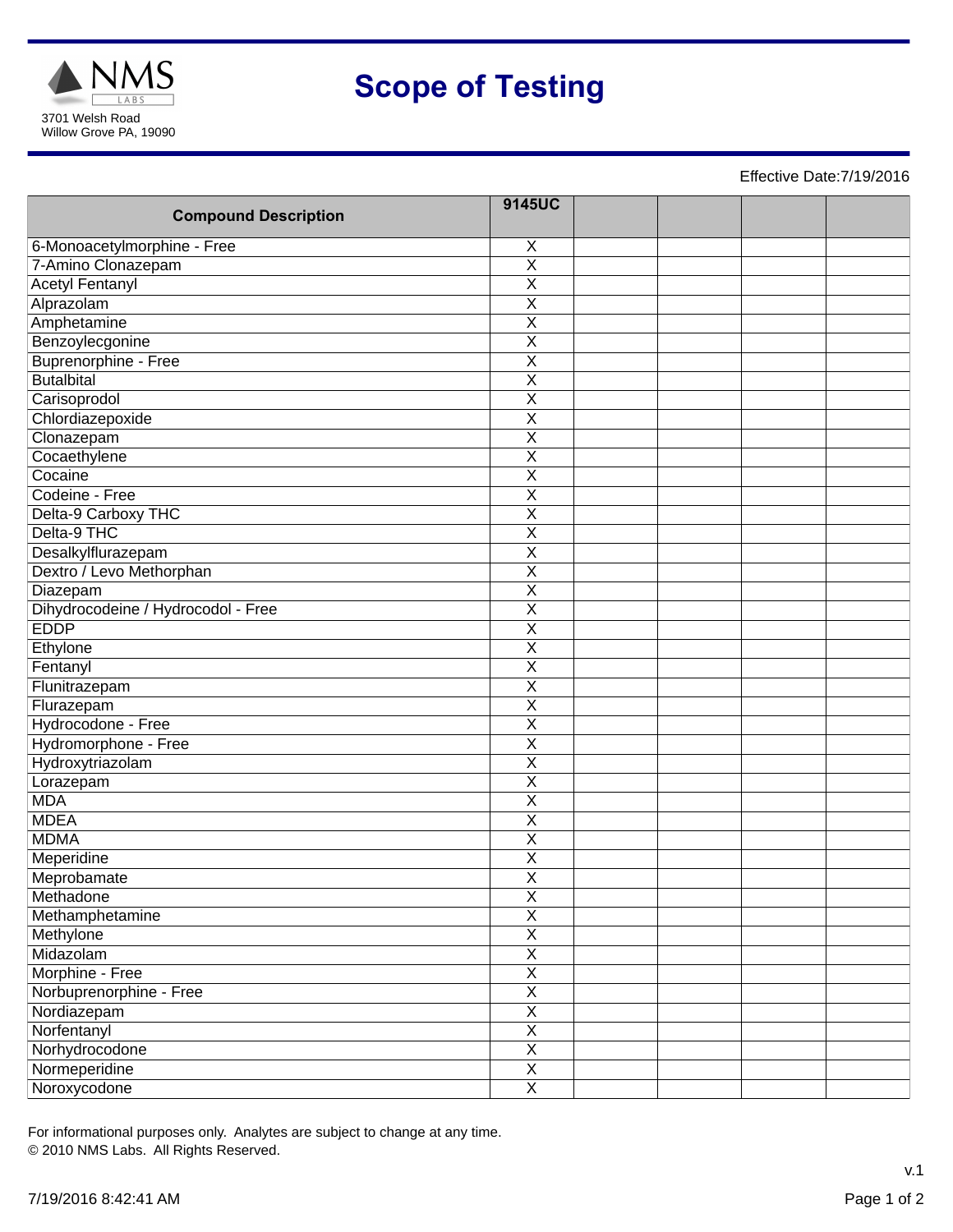NMS LABS

3701 Welsh Road
Willow Grove PA, 19090

# Scope of Testing

Effective Date:7/19/2016

| Compound Description | 9145UC | | | | |
|---|---|---|---|---|---|
| 6-Monoacetylmorphine - Free | X | | | | |
| 7-Amino Clonazepam | X | | | | |
| Acetyl Fentanyl | X | | | | |
| Alprazolam | X | | | | |
| Amphetamine | X | | | | |
| Benzoylecgonine | X | | | | |
| Buprenorphine - Free | X | | | | |
| Butalbital | X | | | | |
| Carisoprodol | X | | | | |
| Chlordiazepoxide | X | | | | |
| Clonazepam | X | | | | |
| Cocaethylene | X | | | | |
| Cocaine | X | | | | |
| Codeine - Free | X | | | | |
| Delta-9 Carboxy THC | X | | | | |
| Delta-9 THC | X | | | | |
| Desalkylflurazepam | X | | | | |
| Dextro / Levo Methorphan | X | | | | |
| Diazepam | X | | | | |
| Dihydrocodeine / Hydrocodol - Free | X | | | | |
| EDDP | X | | | | |
| Ethylone | X | | | | |
| Fentanyl | X | | | | |
| Flunitrazepam | X | | | | |
| Flurazepam | X | | | | |
| Hydrocodone - Free | X | | | | |
| Hydromorphone - Free | X | | | | |
| Hydroxytriazolam | X | | | | |
| Lorazepam | X | | | | |
| MDA | X | | | | |
| MDEA | X | | | | |
| MDMA | X | | | | |
| Meperidine | X | | | | |
| Meprobamate | X | | | | |
| Methadone | X | | | | |
| Methamphetamine | X | | | | |
| Methylone | X | | | | |
| Midazolam | X | | | | |
| Morphine - Free | X | | | | |
| Norbuprenorphine - Free | X | | | | |
| Nordiazepam | X | | | | |
| Norfentanyl | X | | | | |
| Norhydrocodone | X | | | | |
| Normeperidine | X | | | | |
| Noroxycodone | X | | | | |

For informational purposes only. Analytes are subject to change at any time.
© 2010 NMS Labs. All Rights Reserved.

v.1

7/19/2016 8:42:41 AM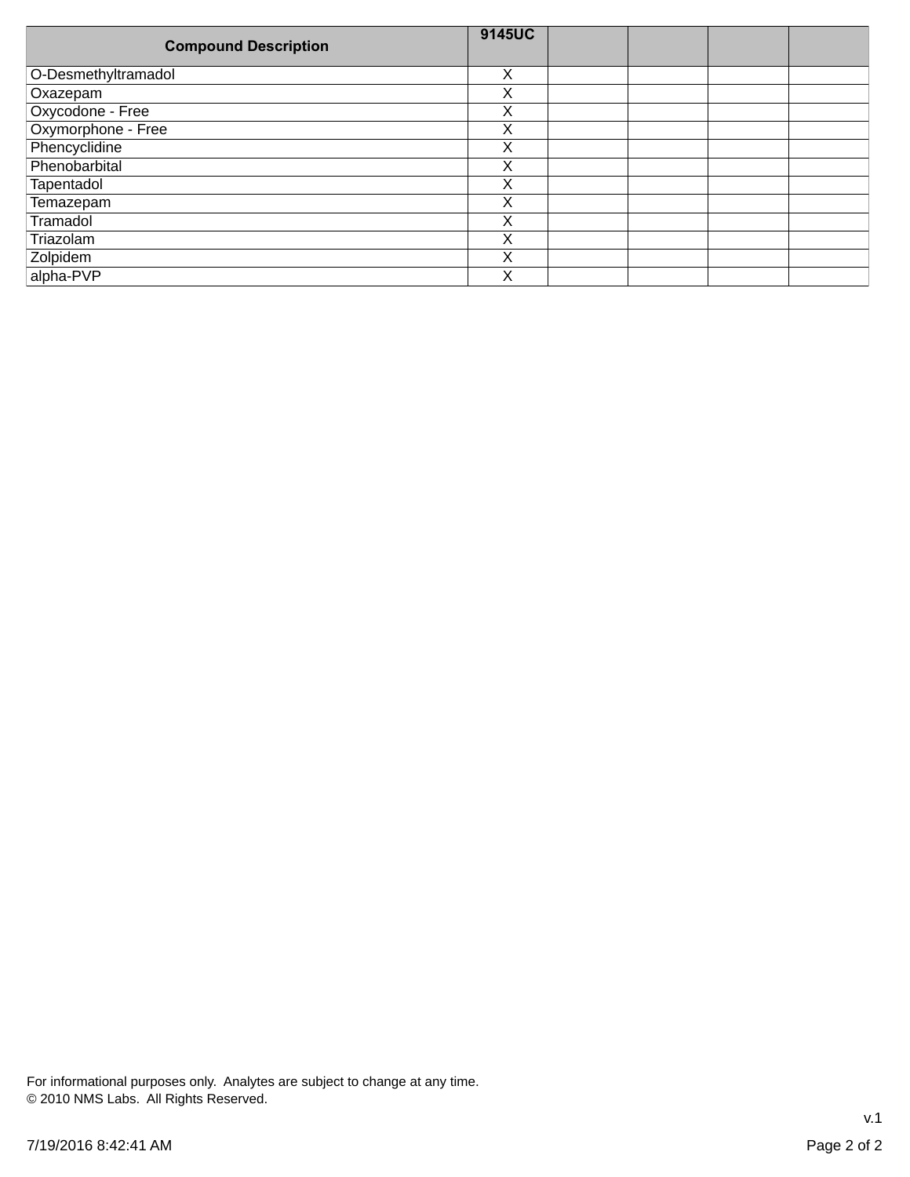| Compound Description | 9145UC | | | | |
|---|---|---|---|---|---|
| O-Desmethyltramadol | X | | | | |
| Oxazepam | X | | | | |
| Oxycodone - Free | X | | | | |
| Oxymorphone - Free | X | | | | |
| Phencyclidine | X | | | | |
| Phenobarbital | X | | | | |
| Tapentadol | X | | | | |
| Temazepam | X | | | | |
| Tramadol | X | | | | |
| Triazolam | X | | | | |
| Zolpidem | X | | | | |
| alpha-PVP | X | | | | |

For informational purposes only. Analytes are subject to change at any time.
© 2010 NMS Labs. All Rights Reserved.

v.1

7/19/2016 8:42:41 AM